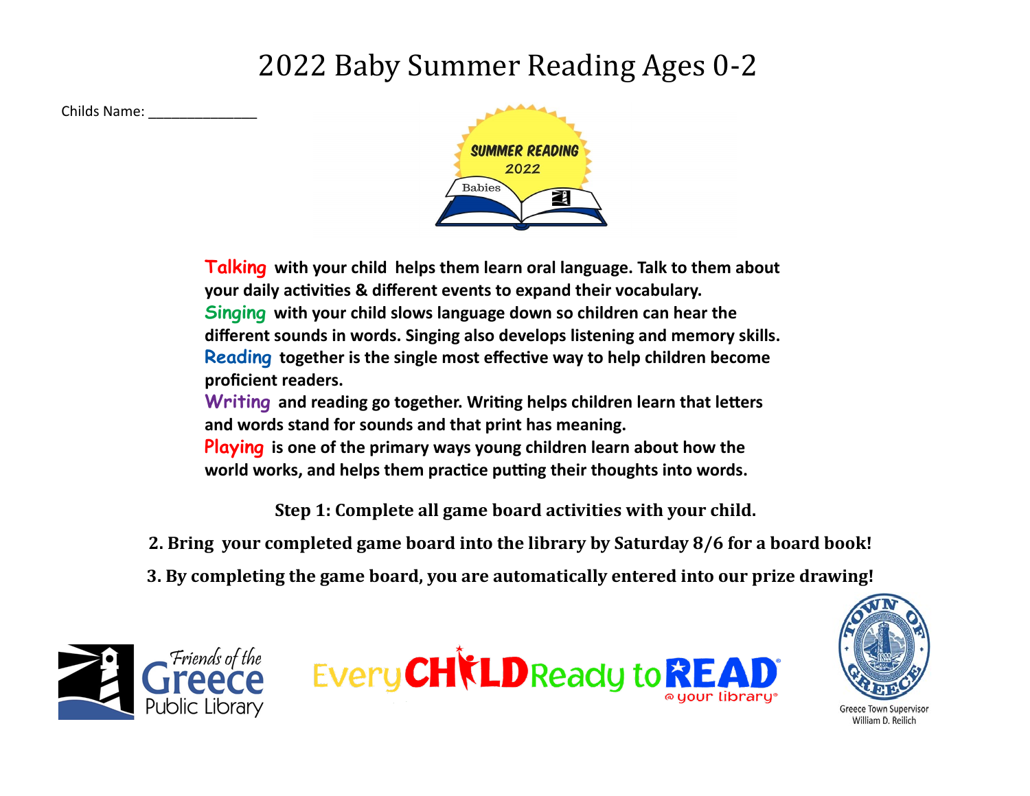# 2022 Baby Summer Reading Ages 0-2

Childs Name: ______________

**Talking with your child helps them learn oral language. Talk to them about your daily activities & different events to expand their vocabulary.**
**Singing with your child slows language down so children can hear the different sounds in words. Singing also develops listening and memory skills.**
**Reading together is the single most effective way to help children become proficient readers.**
**Writing and reading go together. Writing helps children learn that letters and words stand for sounds and that print has meaning.**
**Playing is one of the primary ways young children learn about how the world works, and helps them practice putting their thoughts into words.**

**Step 1: Complete all game board activities with your child.**

**2. Bring your completed game board into the library by Saturday 8/6 for a board book!**

**3. By completing the game board, you are automatically entered into our prize drawing!**

Friends of the Greece Public Library

Every CHILD Ready to READ @your library®

Greece Town Supervisor William D. Reilich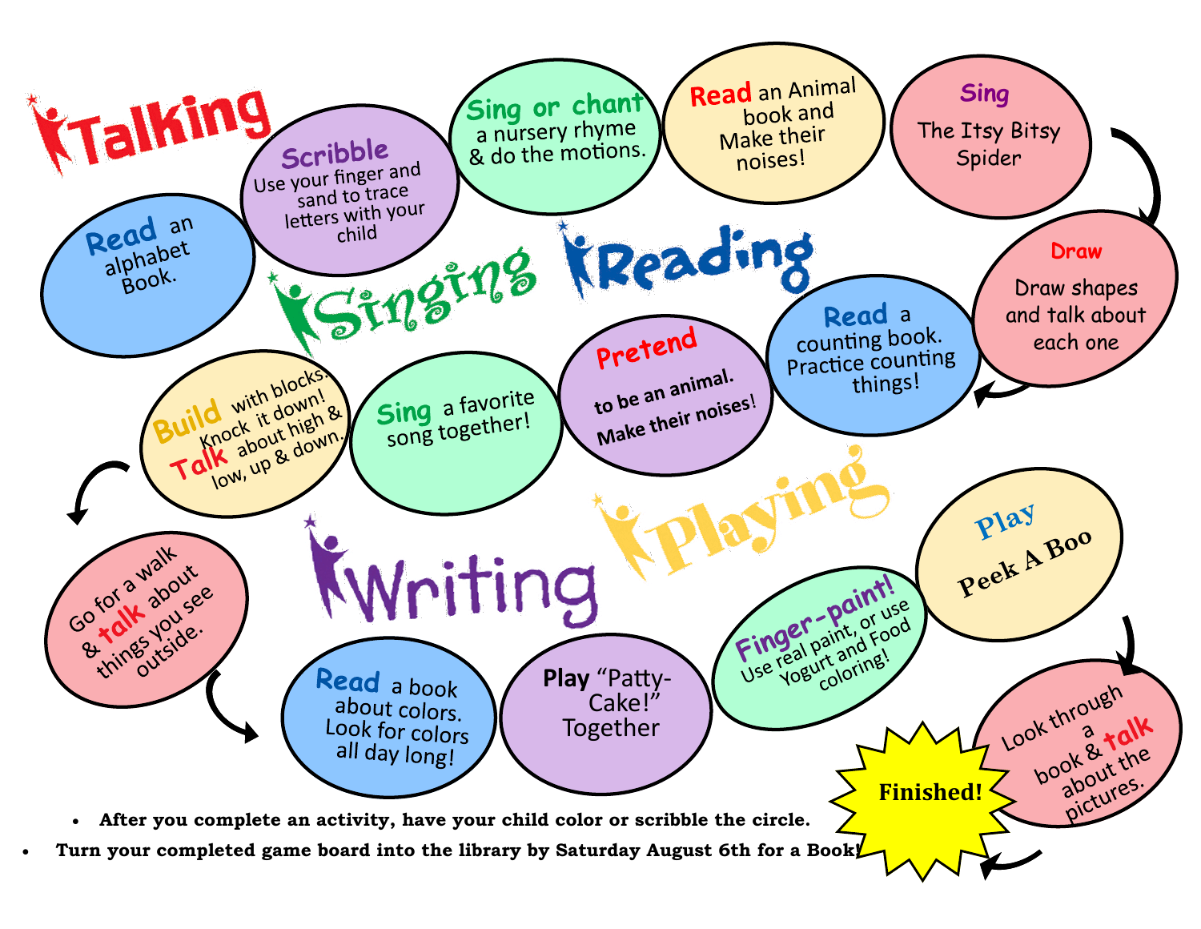Talking

Singing

Reading

Writing

Playing

- **Read** an alphabet Book.
- **Scribble** Use your finger and sand to trace letters with your child
- **Sing or chant** a nursery rhyme & do the motions.
- **Read** an Animal book and Make their noises!
- **Sing** The Itsy Bitsy Spider
- **Draw** Draw shapes and talk about each one
- **Read** a counting book. Practice counting things!
- **Pretend** to be an animal. Make their noises!
- **Sing** a favorite song together!
- **Build** with blocks. Knock it down! **Talk** about high & low, up & down.
- Go for a walk & **talk** about things you see outside.
- **Read** a book about colors. Look for colors all day long!
- **Play** "Patty-Cake!" Together
- **Finger-paint!** Use real paint, or use Yogurt and Food coloring!
- **Play** Peek A Boo
- Look through a book & **talk** about the pictures.
- **Finished!**

- **After you complete an activity, have your child color or scribble the circle.**
- **Turn your completed game board into the library by Saturday August 6th for a Book!**